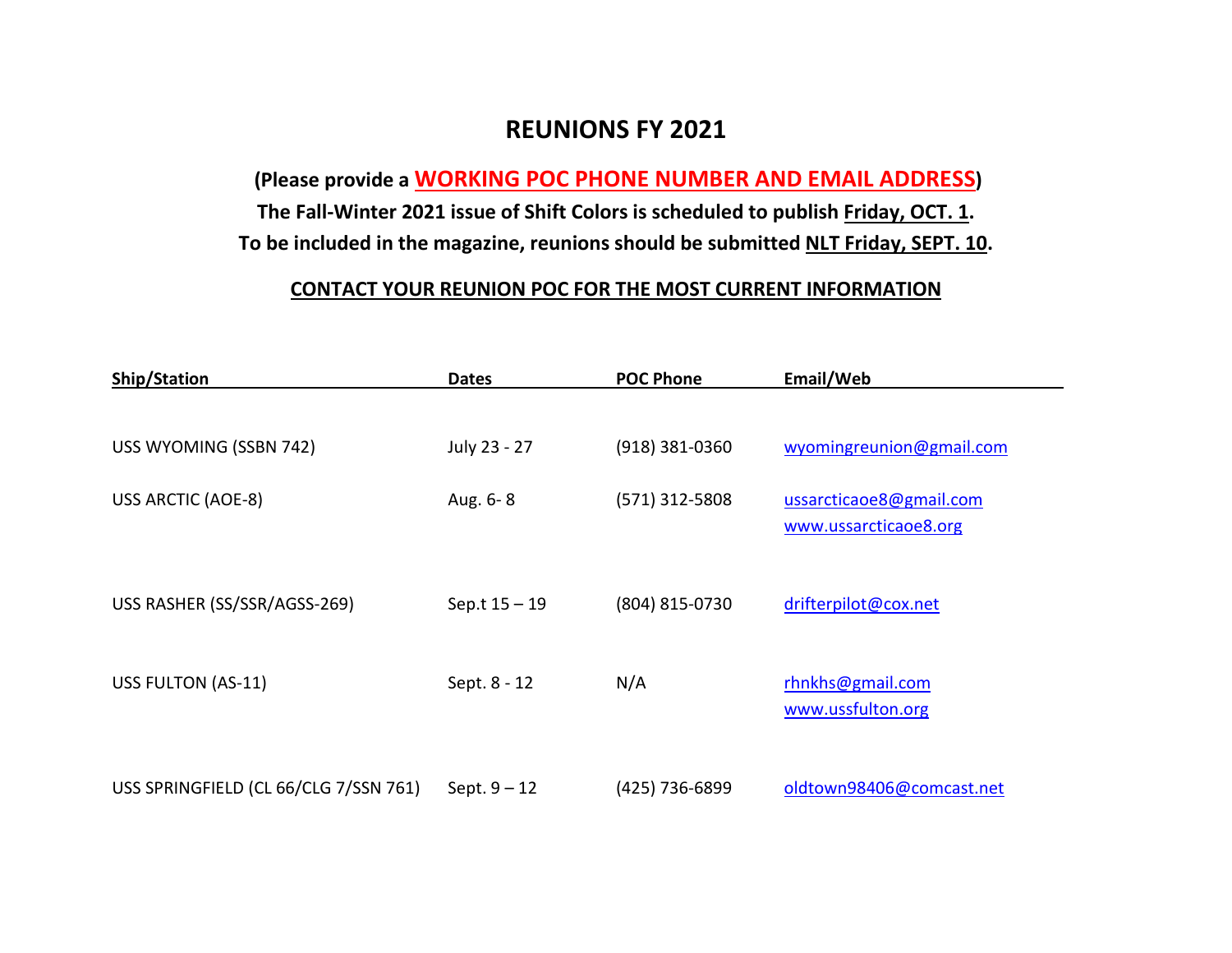# REUNIONS FY 2021

**(Please provide a WORKING POC PHONE NUMBER AND EMAIL ADDRESS)**

**The Fall-Winter 2021 issue of Shift Colors is scheduled to publish Friday, OCT. 1.**

**To be included in the magazine, reunions should be submitted NLT Friday, SEPT. 10.**

**CONTACT YOUR REUNION POC FOR THE MOST CURRENT INFORMATION**

| Ship/Station | Dates | POC Phone | Email/Web |
| --- | --- | --- | --- |
| USS WYOMING (SSBN 742) | July 23 - 27 | (918) 381-0360 | wyomingreunion@gmail.com |
| USS ARCTIC (AOE-8) | Aug. 6- 8 | (571) 312-5808 | ussarcticaoe8@gmail.com<br>www.ussarcticaoe8.org |
| USS RASHER (SS/SSR/AGSS-269) | Sep.t 15 – 19 | (804) 815-0730 | drifterpilot@cox.net |
| USS FULTON (AS-11) | Sept. 8 - 12 | N/A | rhnkhs@gmail.com<br>www.ussfulton.org |
| USS SPRINGFIELD (CL 66/CLG 7/SSN 761) | Sept. 9 – 12 | (425) 736-6899 | oldtown98406@comcast.net |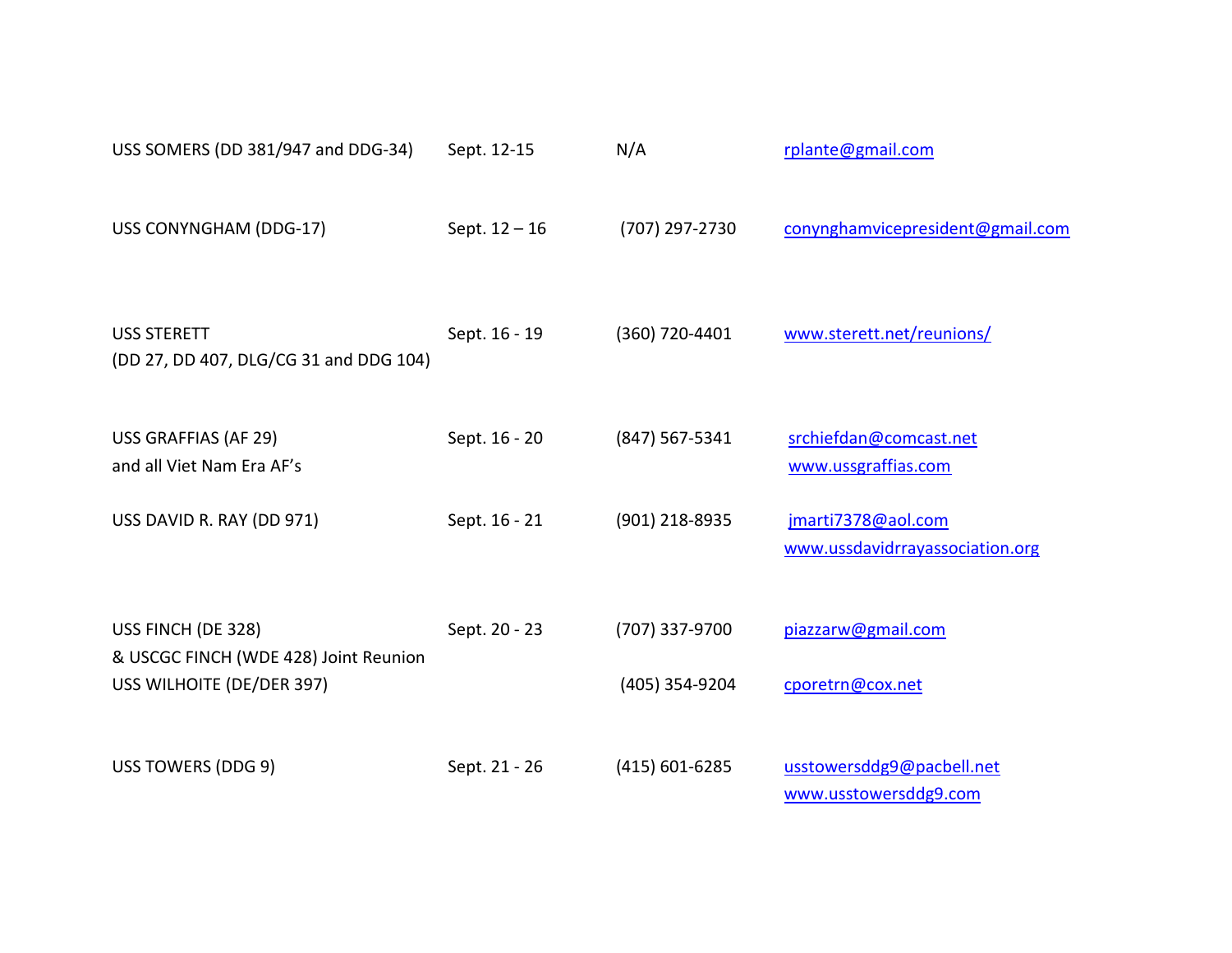| | | | |
|---|---|---|---|
| USS SOMERS (DD 381/947 and DDG-34) | Sept. 12-15 | N/A | rplante@gmail.com |
| USS CONYNGHAM (DDG-17) | Sept. 12 – 16 | (707) 297-2730 | conynghamvicepresident@gmail.com |
| USS STERETT<br>(DD 27, DD 407, DLG/CG 31 and DDG 104) | Sept. 16 - 19 | (360) 720-4401 | www.sterett.net/reunions/ |
| USS GRAFFIAS (AF 29)<br>and all Viet Nam Era AF's | Sept. 16 - 20 | (847) 567-5341 | srchiefdan@comcast.net<br>www.ussgraffias.com |
| USS DAVID R. RAY (DD 971) | Sept. 16 - 21 | (901) 218-8935 | jmarti7378@aol.com<br>www.ussdavidrrayassociation.org |
| USS FINCH (DE 328)<br>& USCGC FINCH (WDE 428) Joint Reunion | Sept. 20 - 23 | (707) 337-9700 | piazzarw@gmail.com |
| USS WILHOITE (DE/DER 397) | | (405) 354-9204 | cporetrn@cox.net |
| USS TOWERS (DDG 9) | Sept. 21 - 26 | (415) 601-6285 | usstowersddg9@pacbell.net<br>www.usstowersddg9.com |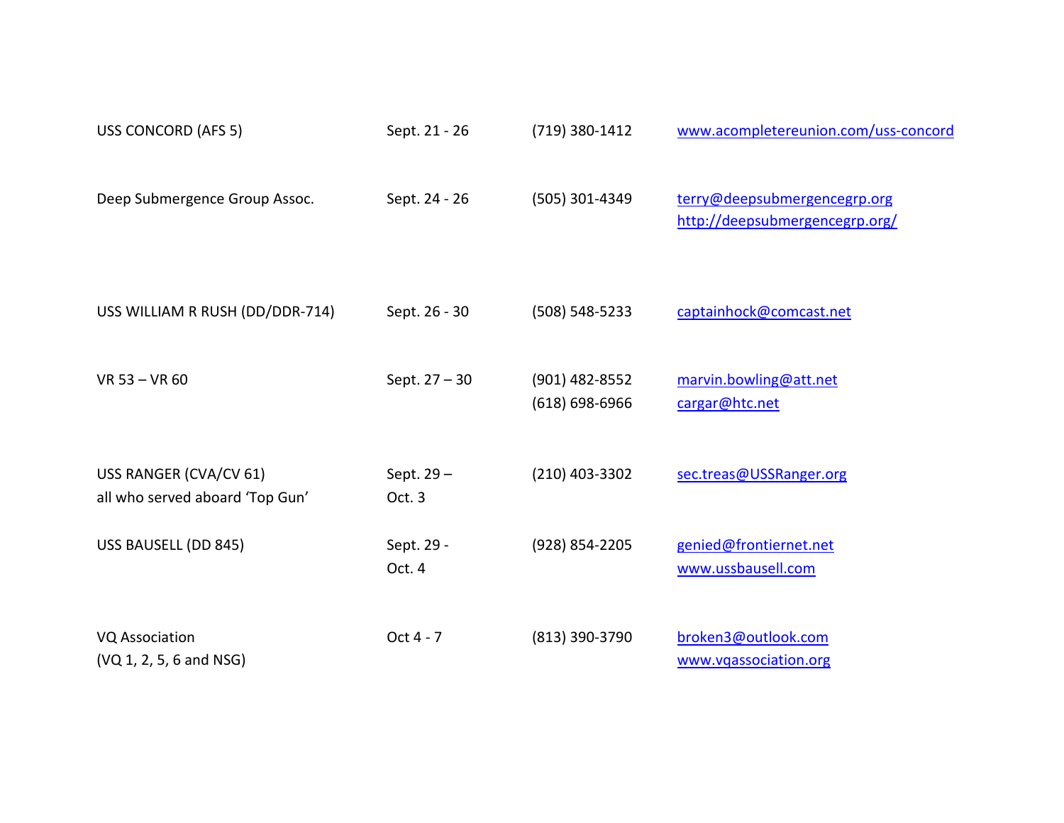| | | | |
|---|---|---|---|
| USS CONCORD (AFS 5) | Sept. 21 - 26 | (719) 380-1412 | www.acompletereunion.com/uss-concord |
| Deep Submergence Group Assoc. | Sept. 24 - 26 | (505) 301-4349 | terry@deepsubmergencegrp.org<br>http://deepsubmergencegrp.org/ |
| USS WILLIAM R RUSH (DD/DDR-714) | Sept. 26 - 30 | (508) 548-5233 | captainhock@comcast.net |
| VR 53 – VR 60 | Sept. 27 – 30 | (901) 482-8552<br>(618) 698-6966 | marvin.bowling@att.net<br>cargar@htc.net |
| USS RANGER (CVA/CV 61)<br>all who served aboard 'Top Gun' | Sept. 29 –<br>Oct. 3 | (210) 403-3302 | sec.treas@USSRanger.org |
| USS BAUSELL (DD 845) | Sept. 29 -<br>Oct. 4 | (928) 854-2205 | genied@frontiernet.net<br>www.ussbausell.com |
| VQ Association<br>(VQ 1, 2, 5, 6 and NSG) | Oct 4 - 7 | (813) 390-3790 | broken3@outlook.com<br>www.vqassociation.org |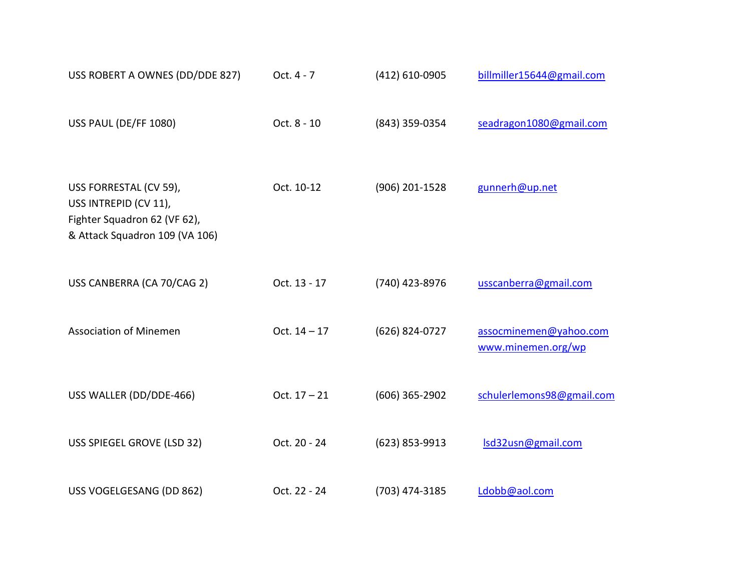| | | | |
|---|---|---|---|
| USS ROBERT A OWNES (DD/DDE 827) | Oct. 4 - 7 | (412) 610-0905 | billmiller15644@gmail.com |
| USS PAUL (DE/FF 1080) | Oct. 8 - 10 | (843) 359-0354 | seadragon1080@gmail.com |
| USS FORRESTAL (CV 59),<br>USS INTREPID (CV 11),<br>Fighter Squadron 62 (VF 62),<br>& Attack Squadron 109 (VA 106) | Oct. 10-12 | (906) 201-1528 | gunnerh@up.net |
| USS CANBERRA (CA 70/CAG 2) | Oct. 13 - 17 | (740) 423-8976 | usscanberra@gmail.com |
| Association of Minemen | Oct. 14 – 17 | (626) 824-0727 | assocminemen@yahoo.com<br>www.minemen.org/wp |
| USS WALLER (DD/DDE-466) | Oct. 17 – 21 | (606) 365-2902 | schulerlemons98@gmail.com |
| USS SPIEGEL GROVE (LSD 32) | Oct. 20 - 24 | (623) 853-9913 | lsd32usn@gmail.com |
| USS VOGELGESANG (DD 862) | Oct. 22 - 24 | (703) 474-3185 | Ldobb@aol.com |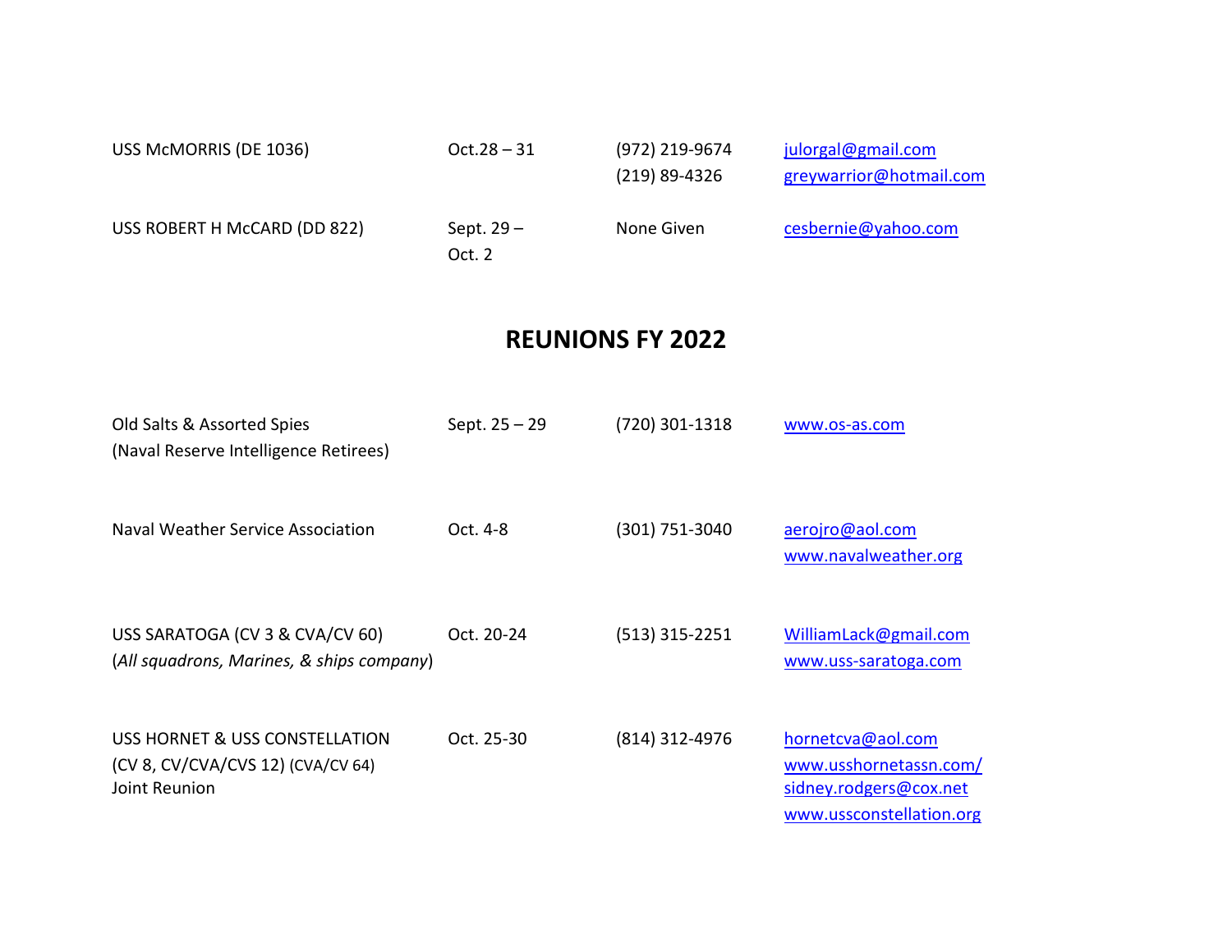| | | | |
|---|---|---|---|
| USS McMORRIS (DE 1036) | Oct.28 – 31 | (972) 219-9674<br>(219) 89-4326 | julorgal@gmail.com<br>greywarrior@hotmail.com |
| USS ROBERT H McCARD (DD 822) | Sept. 29 – Oct. 2 | None Given | cesbernie@yahoo.com |

## REUNIONS FY 2022

| | | | |
|---|---|---|---|
| Old Salts & Assorted Spies<br>(Naval Reserve Intelligence Retirees) | Sept. 25 – 29 | (720) 301-1318 | www.os-as.com |
| Naval Weather Service Association | Oct. 4-8 | (301) 751-3040 | aerojro@aol.com<br>www.navalweather.org |
| USS SARATOGA (CV 3 & CVA/CV 60)<br>(*All squadrons, Marines, & ships company*) | Oct. 20-24 | (513) 315-2251 | WilliamLack@gmail.com<br>www.uss-saratoga.com |
| USS HORNET & USS CONSTELLATION<br>(CV 8, CV/CVA/CVS 12) (CVA/CV 64)<br>Joint Reunion | Oct. 25-30 | (814) 312-4976 | hornetcva@aol.com<br>www.usshornetassn.com/<br>sidney.rodgers@cox.net<br>www.ussconstellation.org |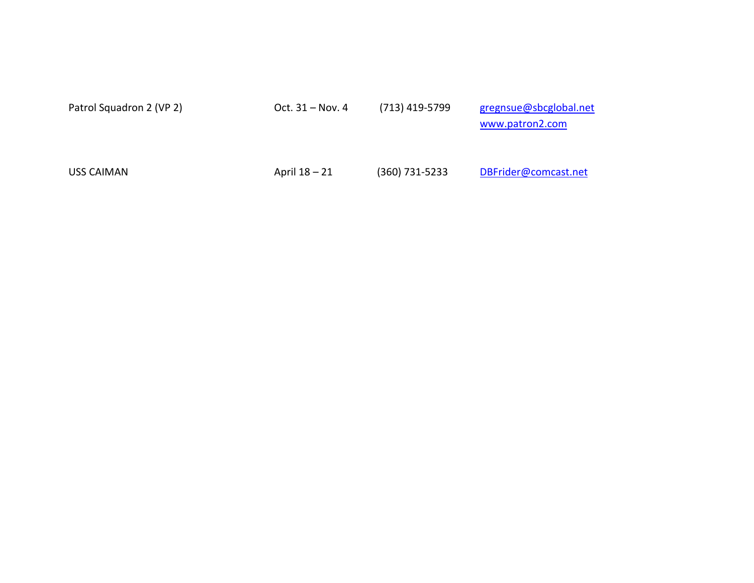| | | | |
|---|---|---|---|
| Patrol Squadron 2 (VP 2) | Oct. 31 – Nov. 4 | (713) 419-5799 | gregnsue@sbcglobal.net www.patron2.com |
| USS CAIMAN | April 18 – 21 | (360) 731-5233 | DBFrider@comcast.net |